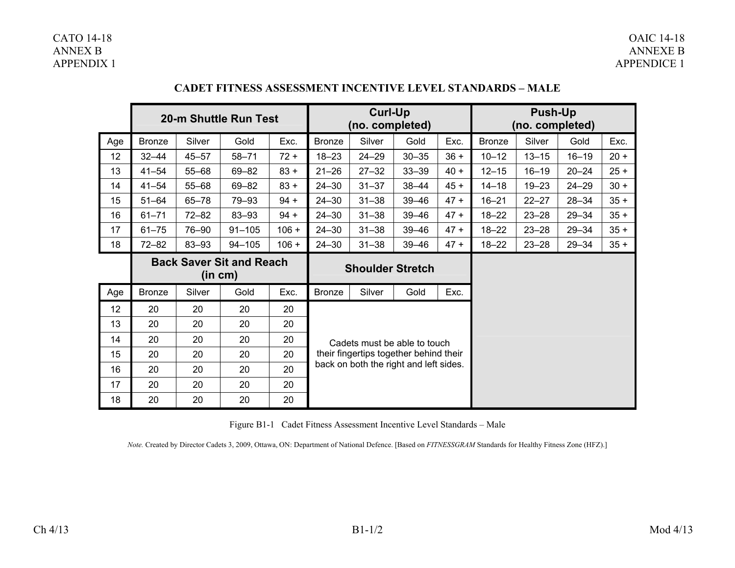## CADET FITNESS ASSESSMENT INCENTIVE LEVEL STANDARDS – MALE

| | 20-m Shuttle Run Test | | | | Curl-Up (no. completed) | | | | Push-Up (no. completed) | | | |
|---|---|---|---|---|---|---|---|---|---|---|---|---|
| Age | Bronze | Silver | Gold | Exc. | Bronze | Silver | Gold | Exc. | Bronze | Silver | Gold | Exc. |
| 12 | 32–44 | 45–57 | 58–71 | 72 + | 18–23 | 24–29 | 30–35 | 36 + | 10–12 | 13–15 | 16–19 | 20 + |
| 13 | 41–54 | 55–68 | 69–82 | 83 + | 21–26 | 27–32 | 33–39 | 40 + | 12–15 | 16–19 | 20–24 | 25 + |
| 14 | 41–54 | 55–68 | 69–82 | 83 + | 24–30 | 31–37 | 38–44 | 45 + | 14–18 | 19–23 | 24–29 | 30 + |
| 15 | 51–64 | 65–78 | 79–93 | 94 + | 24–30 | 31–38 | 39–46 | 47 + | 16–21 | 22–27 | 28–34 | 35 + |
| 16 | 61–71 | 72–82 | 83–93 | 94 + | 24–30 | 31–38 | 39–46 | 47 + | 18–22 | 23–28 | 29–34 | 35 + |
| 17 | 61–75 | 76–90 | 91–105 | 106 + | 24–30 | 31–38 | 39–46 | 47 + | 18–22 | 23–28 | 29–34 | 35 + |
| 18 | 72–82 | 83–93 | 94–105 | 106 + | 24–30 | 31–38 | 39–46 | 47 + | 18–22 | 23–28 | 29–34 | 35 + |

| | Back Saver Sit and Reach (in cm) | | | | Shoulder Stretch | | | |
|---|---|---|---|---|---|---|---|---|
| Age | Bronze | Silver | Gold | Exc. | Bronze | Silver | Gold | Exc. |
| 12 | 20 | 20 | 20 | 20 | Cadets must be able to touch their fingertips together behind their back on both the right and left sides. | | | |
| 13 | 20 | 20 | 20 | 20 | | | | |
| 14 | 20 | 20 | 20 | 20 | | | | |
| 15 | 20 | 20 | 20 | 20 | | | | |
| 16 | 20 | 20 | 20 | 20 | | | | |
| 17 | 20 | 20 | 20 | 20 | | | | |
| 18 | 20 | 20 | 20 | 20 | | | | |

Figure B1-1 Cadet Fitness Assessment Incentive Level Standards – Male

*Note.* Created by Director Cadets 3, 2009, Ottawa, ON: Department of National Defence. [Based on *FITNESSGRAM* Standards for Healthy Fitness Zone (HFZ).]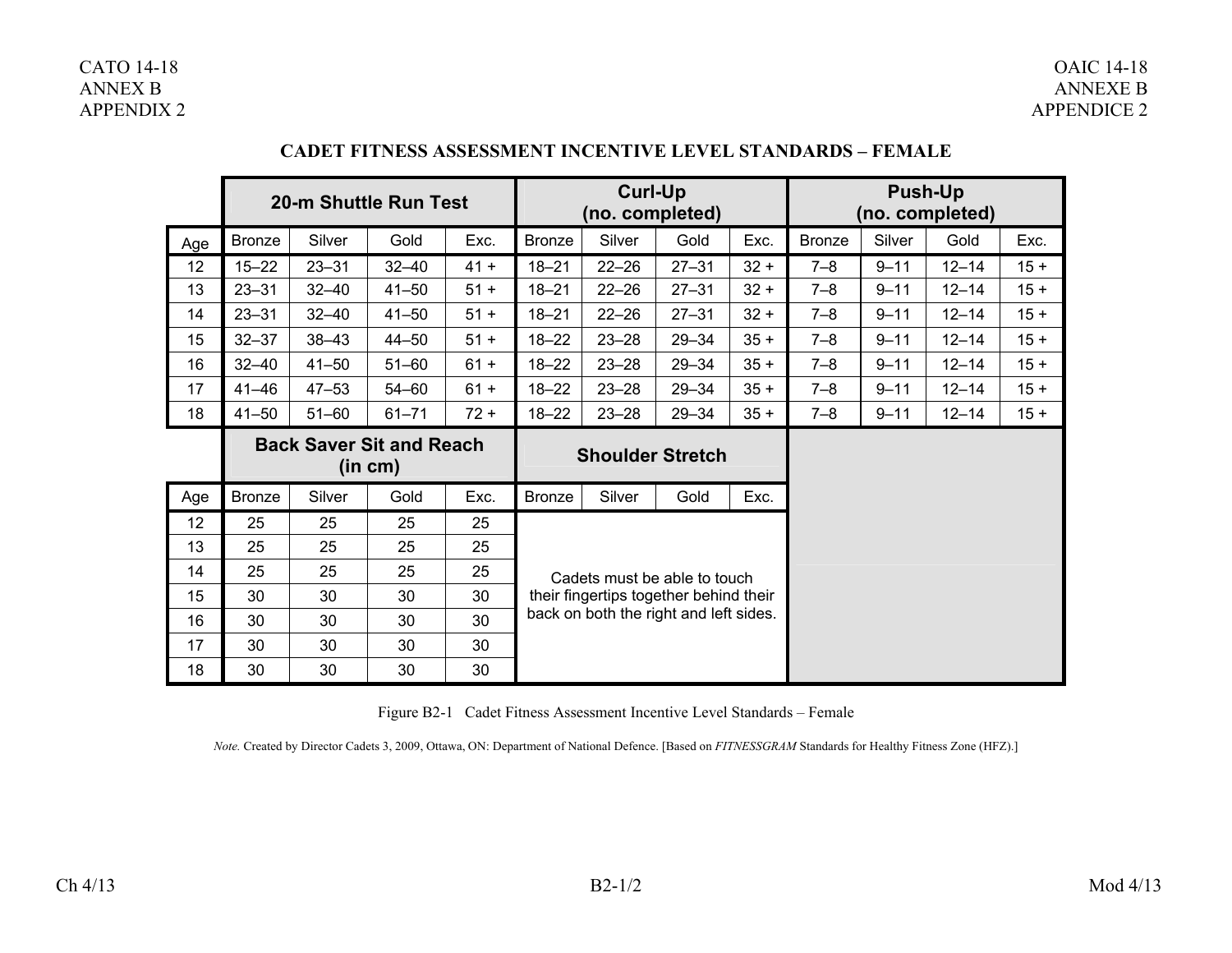CATO 14-18
ANNEX B
APPENDIX 2

OAIC 14-18
ANNEXE B
APPENDICE 2

## CADET FITNESS ASSESSMENT INCENTIVE LEVEL STANDARDS – FEMALE

| | 20-m Shuttle Run Test | | | | Curl-Up (no. completed) | | | | Push-Up (no. completed) | | | |
|---|---|---|---|---|---|---|---|---|---|---|---|---|
| Age | Bronze | Silver | Gold | Exc. | Bronze | Silver | Gold | Exc. | Bronze | Silver | Gold | Exc. |
| 12 | 15–22 | 23–31 | 32–40 | 41 + | 18–21 | 22–26 | 27–31 | 32 + | 7–8 | 9–11 | 12–14 | 15 + |
| 13 | 23–31 | 32–40 | 41–50 | 51 + | 18–21 | 22–26 | 27–31 | 32 + | 7–8 | 9–11 | 12–14 | 15 + |
| 14 | 23–31 | 32–40 | 41–50 | 51 + | 18–21 | 22–26 | 27–31 | 32 + | 7–8 | 9–11 | 12–14 | 15 + |
| 15 | 32–37 | 38–43 | 44–50 | 51 + | 18–22 | 23–28 | 29–34 | 35 + | 7–8 | 9–11 | 12–14 | 15 + |
| 16 | 32–40 | 41–50 | 51–60 | 61 + | 18–22 | 23–28 | 29–34 | 35 + | 7–8 | 9–11 | 12–14 | 15 + |
| 17 | 41–46 | 47–53 | 54–60 | 61 + | 18–22 | 23–28 | 29–34 | 35 + | 7–8 | 9–11 | 12–14 | 15 + |
| 18 | 41–50 | 51–60 | 61–71 | 72 + | 18–22 | 23–28 | 29–34 | 35 + | 7–8 | 9–11 | 12–14 | 15 + |

| | Back Saver Sit and Reach (in cm) | | | | Shoulder Stretch | | | |
|---|---|---|---|---|---|---|---|---|
| Age | Bronze | Silver | Gold | Exc. | Bronze | Silver | Gold | Exc. |
| 12 | 25 | 25 | 25 | 25 | Cadets must be able to touch their fingertips together behind their back on both the right and left sides. | | | |
| 13 | 25 | 25 | 25 | 25 | | | | |
| 14 | 25 | 25 | 25 | 25 | | | | |
| 15 | 30 | 30 | 30 | 30 | | | | |
| 16 | 30 | 30 | 30 | 30 | | | | |
| 17 | 30 | 30 | 30 | 30 | | | | |
| 18 | 30 | 30 | 30 | 30 | | | | |

Figure B2-1 Cadet Fitness Assessment Incentive Level Standards – Female

*Note.* Created by Director Cadets 3, 2009, Ottawa, ON: Department of National Defence. [Based on *FITNESSGRAM* Standards for Healthy Fitness Zone (HFZ).]

Ch 4/13 B2-1/2 Mod 4/13